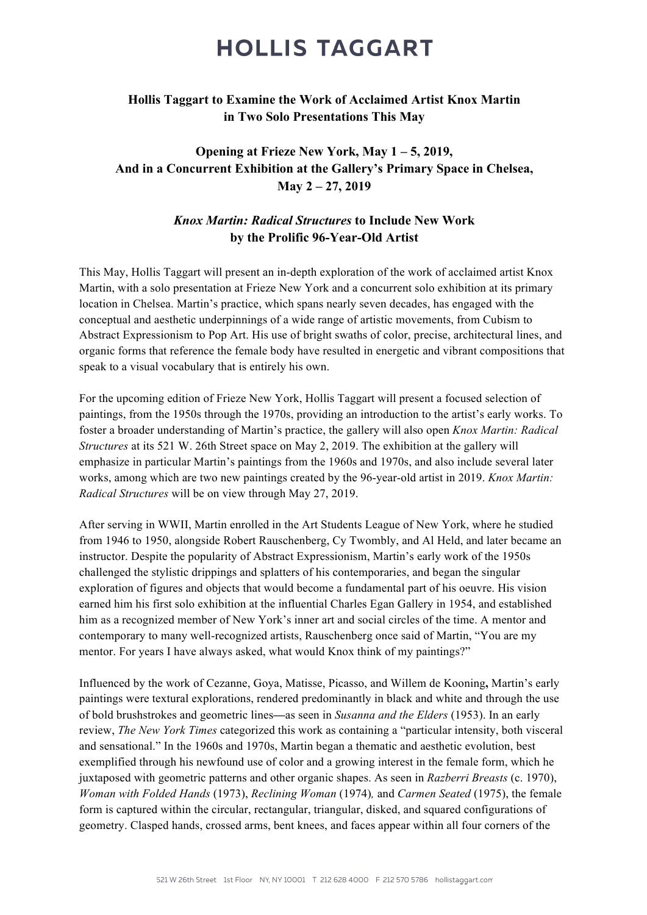# HOLLIS TAGGART

**Hollis Taggart to Examine the Work of Acclaimed Artist Knox Martin in Two Solo Presentations This May**

**Opening at Frieze New York, May 1 – 5, 2019, And in a Concurrent Exhibition at the Gallery's Primary Space in Chelsea, May 2 – 27, 2019**

***Knox Martin: Radical Structures* to Include New Work by the Prolific 96-Year-Old Artist**

This May, Hollis Taggart will present an in-depth exploration of the work of acclaimed artist Knox Martin, with a solo presentation at Frieze New York and a concurrent solo exhibition at its primary location in Chelsea. Martin's practice, which spans nearly seven decades, has engaged with the conceptual and aesthetic underpinnings of a wide range of artistic movements, from Cubism to Abstract Expressionism to Pop Art. His use of bright swaths of color, precise, architectural lines, and organic forms that reference the female body have resulted in energetic and vibrant compositions that speak to a visual vocabulary that is entirely his own.

For the upcoming edition of Frieze New York, Hollis Taggart will present a focused selection of paintings, from the 1950s through the 1970s, providing an introduction to the artist's early works. To foster a broader understanding of Martin's practice, the gallery will also open *Knox Martin: Radical Structures* at its 521 W. 26th Street space on May 2, 2019. The exhibition at the gallery will emphasize in particular Martin's paintings from the 1960s and 1970s, and also include several later works, among which are two new paintings created by the 96-year-old artist in 2019. *Knox Martin: Radical Structures* will be on view through May 27, 2019.

After serving in WWII, Martin enrolled in the Art Students League of New York, where he studied from 1946 to 1950, alongside Robert Rauschenberg, Cy Twombly, and Al Held, and later became an instructor. Despite the popularity of Abstract Expressionism, Martin's early work of the 1950s challenged the stylistic drippings and splatters of his contemporaries, and began the singular exploration of figures and objects that would become a fundamental part of his oeuvre. His vision earned him his first solo exhibition at the influential Charles Egan Gallery in 1954, and established him as a recognized member of New York's inner art and social circles of the time. A mentor and contemporary to many well-recognized artists, Rauschenberg once said of Martin, "You are my mentor. For years I have always asked, what would Knox think of my paintings?"

Influenced by the work of Cezanne, Goya, Matisse, Picasso, and Willem de Kooning**,** Martin's early paintings were textural explorations, rendered predominantly in black and white and through the use of bold brushstrokes and geometric lines**—**as seen in *Susanna and the Elders* (1953). In an early review, *The New York Times* categorized this work as containing a "particular intensity, both visceral and sensational." In the 1960s and 1970s, Martin began a thematic and aesthetic evolution, best exemplified through his newfound use of color and a growing interest in the female form, which he juxtaposed with geometric patterns and other organic shapes. As seen in *Razberri Breasts* (c. 1970), *Woman with Folded Hands* (1973), *Reclining Woman* (1974)*,* and *Carmen Seated* (1975), the female form is captured within the circular, rectangular, triangular, disked, and squared configurations of geometry. Clasped hands, crossed arms, bent knees, and faces appear within all four corners of the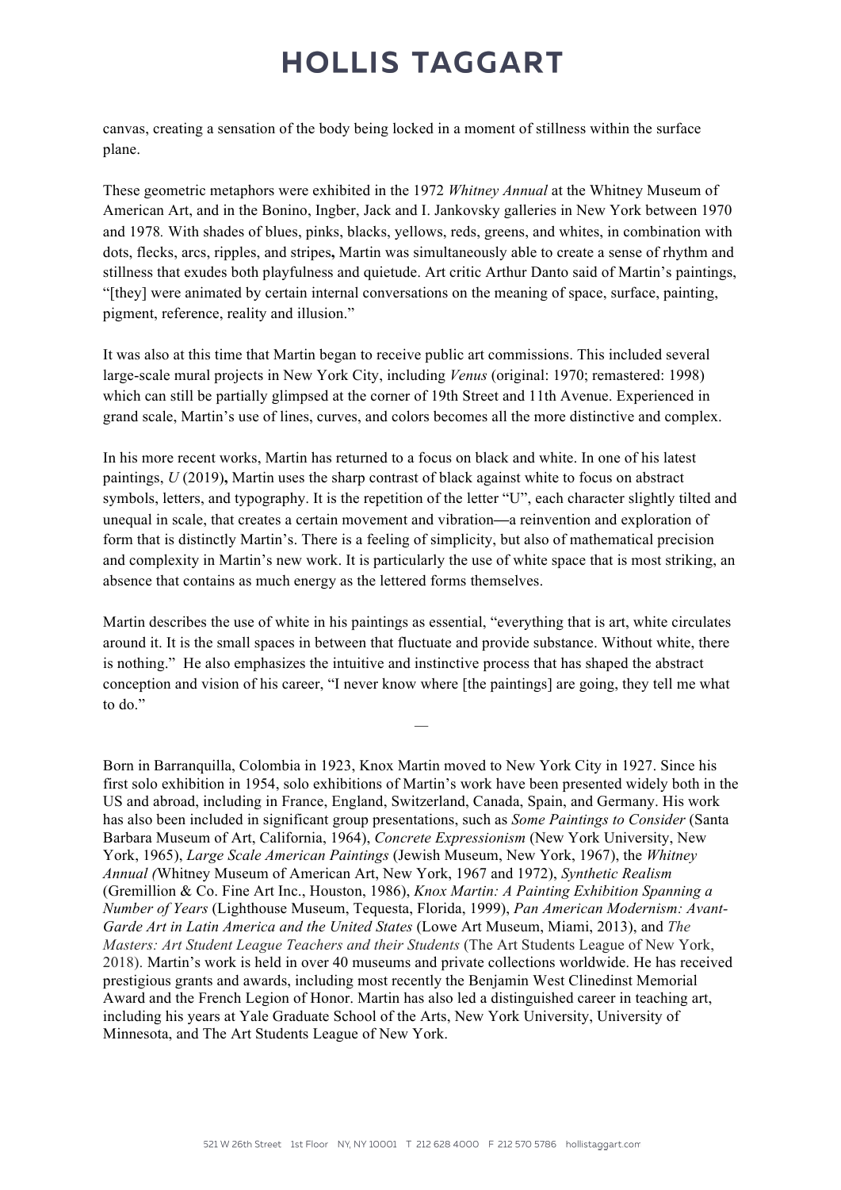canvas, creating a sensation of the body being locked in a moment of stillness within the surface plane.

These geometric metaphors were exhibited in the 1972 *Whitney Annual* at the Whitney Museum of American Art, and in the Bonino, Ingber, Jack and I. Jankovsky galleries in New York between 1970 and 1978. With shades of blues, pinks, blacks, yellows, reds, greens, and whites, in combination with dots, flecks, arcs, ripples, and stripes**,** Martin was simultaneously able to create a sense of rhythm and stillness that exudes both playfulness and quietude. Art critic Arthur Danto said of Martin's paintings, "[they] were animated by certain internal conversations on the meaning of space, surface, painting, pigment, reference, reality and illusion."

It was also at this time that Martin began to receive public art commissions. This included several large-scale mural projects in New York City, including *Venus* (original: 1970; remastered: 1998) which can still be partially glimpsed at the corner of 19th Street and 11th Avenue. Experienced in grand scale, Martin's use of lines, curves, and colors becomes all the more distinctive and complex.

In his more recent works, Martin has returned to a focus on black and white. In one of his latest paintings, *U* (2019)**,** Martin uses the sharp contrast of black against white to focus on abstract symbols, letters, and typography. It is the repetition of the letter "U", each character slightly tilted and unequal in scale, that creates a certain movement and vibration**—**a reinvention and exploration of form that is distinctly Martin's. There is a feeling of simplicity, but also of mathematical precision and complexity in Martin's new work. It is particularly the use of white space that is most striking, an absence that contains as much energy as the lettered forms themselves.

Martin describes the use of white in his paintings as essential, "everything that is art, white circulates around it. It is the small spaces in between that fluctuate and provide substance. Without white, there is nothing." He also emphasizes the intuitive and instinctive process that has shaped the abstract conception and vision of his career, "I never know where [the paintings] are going, they tell me what to do."

—

Born in Barranquilla, Colombia in 1923, Knox Martin moved to New York City in 1927. Since his first solo exhibition in 1954, solo exhibitions of Martin's work have been presented widely both in the US and abroad, including in France, England, Switzerland, Canada, Spain, and Germany. His work has also been included in significant group presentations, such as *Some Paintings to Consider* (Santa Barbara Museum of Art, California, 1964), *Concrete Expressionism* (New York University, New York, 1965), *Large Scale American Paintings* (Jewish Museum, New York, 1967), the *Whitney Annual (*Whitney Museum of American Art, New York, 1967 and 1972), *Synthetic Realism* (Gremillion & Co. Fine Art Inc., Houston, 1986), *Knox Martin: A Painting Exhibition Spanning a Number of Years* (Lighthouse Museum, Tequesta, Florida, 1999), *Pan American Modernism: Avant-Garde Art in Latin America and the United States* (Lowe Art Museum, Miami, 2013), and *The Masters: Art Student League Teachers and their Students* (The Art Students League of New York, 2018). Martin's work is held in over 40 museums and private collections worldwide. He has received prestigious grants and awards, including most recently the Benjamin West Clinedinst Memorial Award and the French Legion of Honor. Martin has also led a distinguished career in teaching art, including his years at Yale Graduate School of the Arts, New York University, University of Minnesota, and The Art Students League of New York.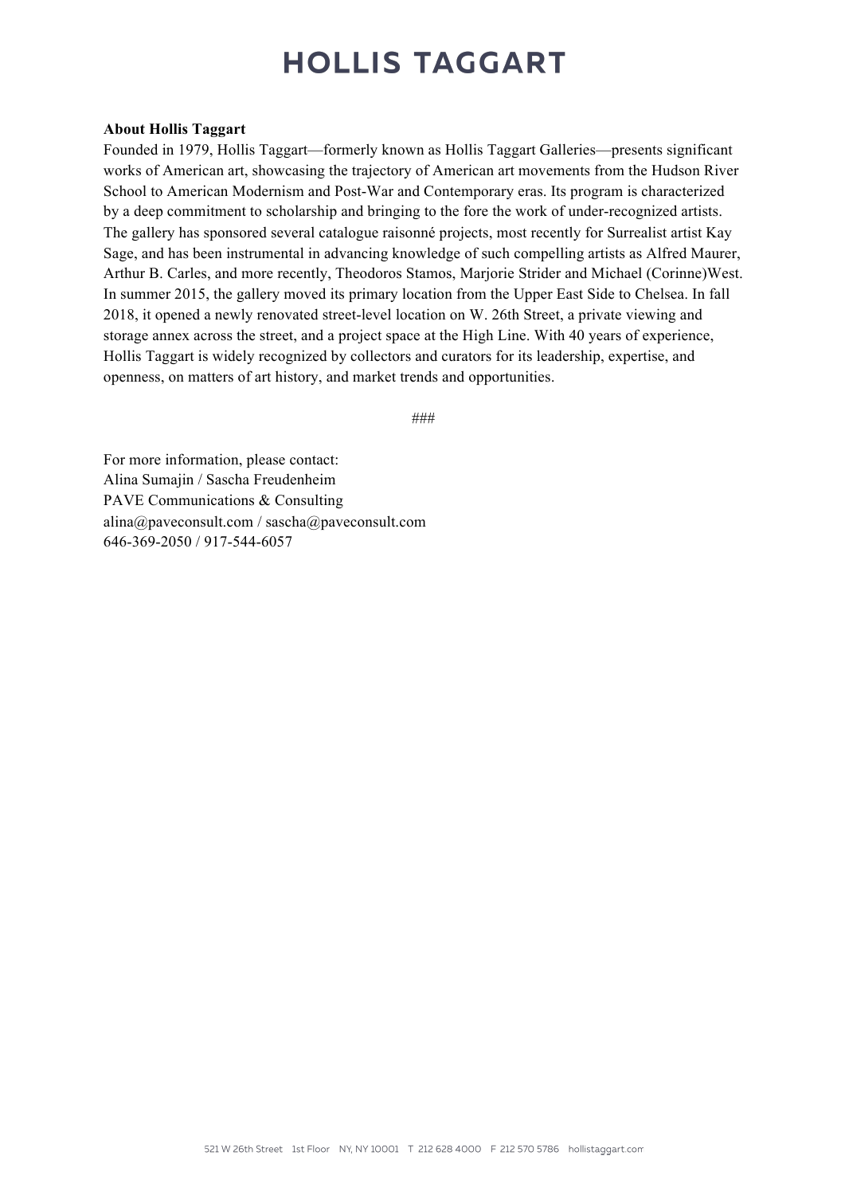**About Hollis Taggart**

Founded in 1979, Hollis Taggart—formerly known as Hollis Taggart Galleries—presents significant works of American art, showcasing the trajectory of American art movements from the Hudson River School to American Modernism and Post-War and Contemporary eras. Its program is characterized by a deep commitment to scholarship and bringing to the fore the work of under-recognized artists. The gallery has sponsored several catalogue raisonné projects, most recently for Surrealist artist Kay Sage, and has been instrumental in advancing knowledge of such compelling artists as Alfred Maurer, Arthur B. Carles, and more recently, Theodoros Stamos, Marjorie Strider and Michael (Corinne)West. In summer 2015, the gallery moved its primary location from the Upper East Side to Chelsea. In fall 2018, it opened a newly renovated street-level location on W. 26th Street, a private viewing and storage annex across the street, and a project space at the High Line. With 40 years of experience, Hollis Taggart is widely recognized by collectors and curators for its leadership, expertise, and openness, on matters of art history, and market trends and opportunities.

###

For more information, please contact:
Alina Sumajin / Sascha Freudenheim
PAVE Communications & Consulting
alina@paveconsult.com / sascha@paveconsult.com
646-369-2050 / 917-544-6057